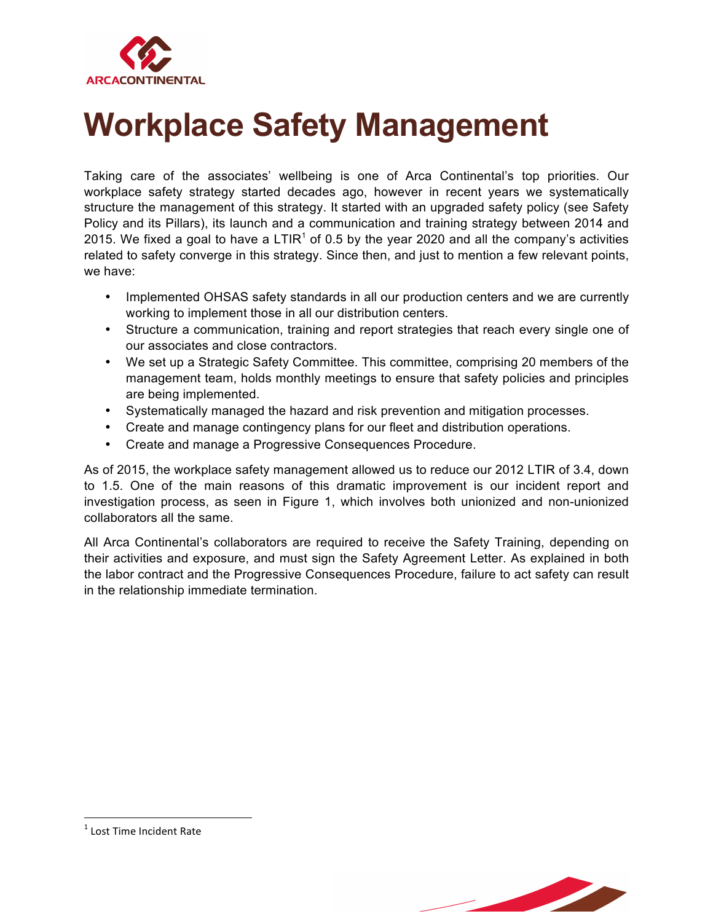# Workplace Safety Management

Taking care of the associates' wellbeing is one of Arca Continental's top priorities. Our workplace safety strategy started decades ago, however in recent years we systematically structure the management of this strategy. It started with an upgraded safety policy (see Safety Policy and its Pillars), its launch and a communication and training strategy between 2014 and 2015. We fixed a goal to have a LTIR[1] of 0.5 by the year 2020 and all the company's activities related to safety converge in this strategy. Since then, and just to mention a few relevant points, we have:

- Implemented OHSAS safety standards in all our production centers and we are currently working to implement those in all our distribution centers.
- Structure a communication, training and report strategies that reach every single one of our associates and close contractors.
- We set up a Strategic Safety Committee. This committee, comprising 20 members of the management team, holds monthly meetings to ensure that safety policies and principles are being implemented.
- Systematically managed the hazard and risk prevention and mitigation processes.
- Create and manage contingency plans for our fleet and distribution operations.
- Create and manage a Progressive Consequences Procedure.

As of 2015, the workplace safety management allowed us to reduce our 2012 LTIR of 3.4, down to 1.5. One of the main reasons of this dramatic improvement is our incident report and investigation process, as seen in Figure 1, which involves both unionized and non-unionized collaborators all the same.

All Arca Continental's collaborators are required to receive the Safety Training, depending on their activities and exposure, and must sign the Safety Agreement Letter. As explained in both the labor contract and the Progressive Consequences Procedure, failure to act safety can result in the relationship immediate termination.

[1] Lost Time Incident Rate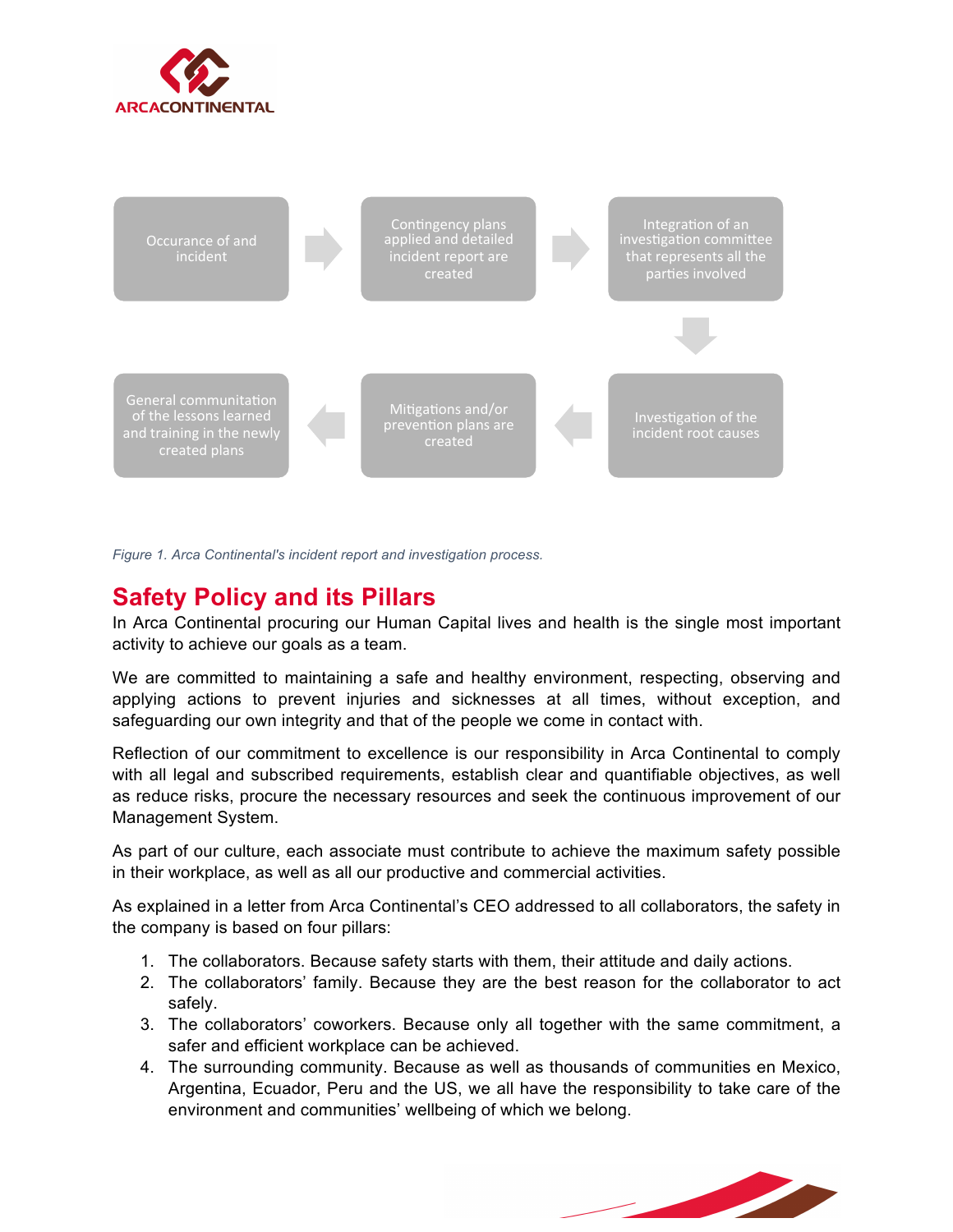Occurance of and incident

Contingency plans applied and detailed incident report are created

Integration of an investigation committee that represents all the parties involved

Investigation of the incident root causes

Mitigations and/or prevention plans are created

General communitation of the lessons learned and training in the newly created plans

*Figure 1. Arca Continental's incident report and investigation process.*

## Safety Policy and its Pillars

In Arca Continental procuring our Human Capital lives and health is the single most important activity to achieve our goals as a team.

We are committed to maintaining a safe and healthy environment, respecting, observing and applying actions to prevent injuries and sicknesses at all times, without exception, and safeguarding our own integrity and that of the people we come in contact with.

Reflection of our commitment to excellence is our responsibility in Arca Continental to comply with all legal and subscribed requirements, establish clear and quantifiable objectives, as well as reduce risks, procure the necessary resources and seek the continuous improvement of our Management System.

As part of our culture, each associate must contribute to achieve the maximum safety possible in their workplace, as well as all our productive and commercial activities.

As explained in a letter from Arca Continental's CEO addressed to all collaborators, the safety in the company is based on four pillars:

1. The collaborators. Because safety starts with them, their attitude and daily actions.
2. The collaborators' family. Because they are the best reason for the collaborator to act safely.
3. The collaborators' coworkers. Because only all together with the same commitment, a safer and efficient workplace can be achieved.
4. The surrounding community. Because as well as thousands of communities en Mexico, Argentina, Ecuador, Peru and the US, we all have the responsibility to take care of the environment and communities' wellbeing of which we belong.